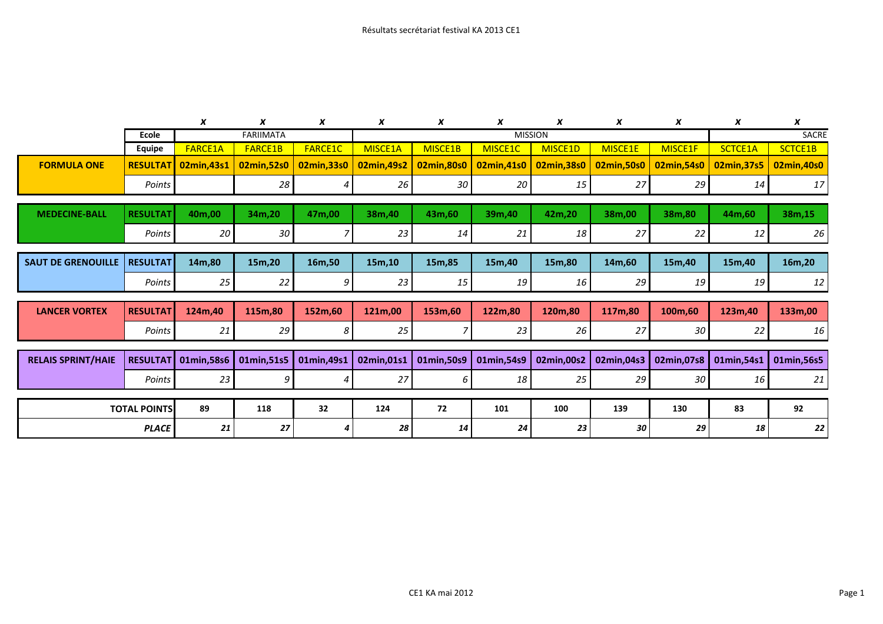Résultats secrétariat festival KA 2013 CE1

| | | x | x | x | x | x | x | x | x | x | x | x |
|---|---|---|---|---|---|---|---|---|---|---|---|---|
| | **Ecole** | FARIIMATA | | | MISSION | | | | | | SACRE | |
| | **Equipe** | FARCE1A | FARCE1B | FARCE1C | MISCE1A | MISCE1B | MISCE1C | MISCE1D | MISCE1E | MISCE1F | SCTCE1A | SCTCE1B |
| **FORMULA ONE** | **RESULTAT** | **02min,43s1** | **02min,52s0** | **02min,33s0** | **02min,49s2** | **02min,80s0** | **02min,41s0** | **02min,38s0** | **02min,50s0** | **02min,54s0** | **02min,37s5** | **02min,40s0** |
| | *Points* | | *28* | *4* | *26* | *30* | *20* | *15* | *27* | *29* | *14* | *17* |
| **MEDECINE-BALL** | **RESULTAT** | **40m,00** | **34m,20** | **47m,00** | **38m,40** | **43m,60** | **39m,40** | **42m,20** | **38m,00** | **38m,80** | **44m,60** | **38m,15** |
| | *Points* | *20* | *30* | *7* | *23* | *14* | *21* | *18* | *27* | *22* | *12* | *26* |
| **SAUT DE GRENOUILLE** | **RESULTAT** | **14m,80** | **15m,20** | **16m,50** | **15m,10** | **15m,85** | **15m,40** | **15m,80** | **14m,60** | **15m,40** | **15m,40** | **16m,20** |
| | *Points* | *25* | *22* | *9* | *23* | *15* | *19* | *16* | *29* | *19* | *19* | *12* |
| **LANCER VORTEX** | **RESULTAT** | **124m,40** | **115m,80** | **152m,60** | **121m,00** | **153m,60** | **122m,80** | **120m,80** | **117m,80** | **100m,60** | **123m,40** | **133m,00** |
| | *Points* | *21* | *29* | *8* | *25* | *7* | *23* | *26* | *27* | *30* | *22* | *16* |
| **RELAIS SPRINT/HAIE** | **RESULTAT** | **01min,58s6** | **01min,51s5** | **01min,49s1** | **02min,01s1** | **01min,50s9** | **01min,54s9** | **02min,00s2** | **02min,04s3** | **02min,07s8** | **01min,54s1** | **01min,56s5** |
| | *Points* | *23* | *9* | *4* | *27* | *6* | *18* | *25* | *29* | *30* | *16* | *21* |
| **TOTAL POINTS** | | **89** | **118** | **32** | **124** | **72** | **101** | **100** | **139** | **130** | **83** | **92** |
| ***PLACE*** | | ***21*** | ***27*** | ***4*** | ***28*** | ***14*** | ***24*** | ***23*** | ***30*** | ***29*** | ***18*** | ***22*** |

CE1 KA mai 2012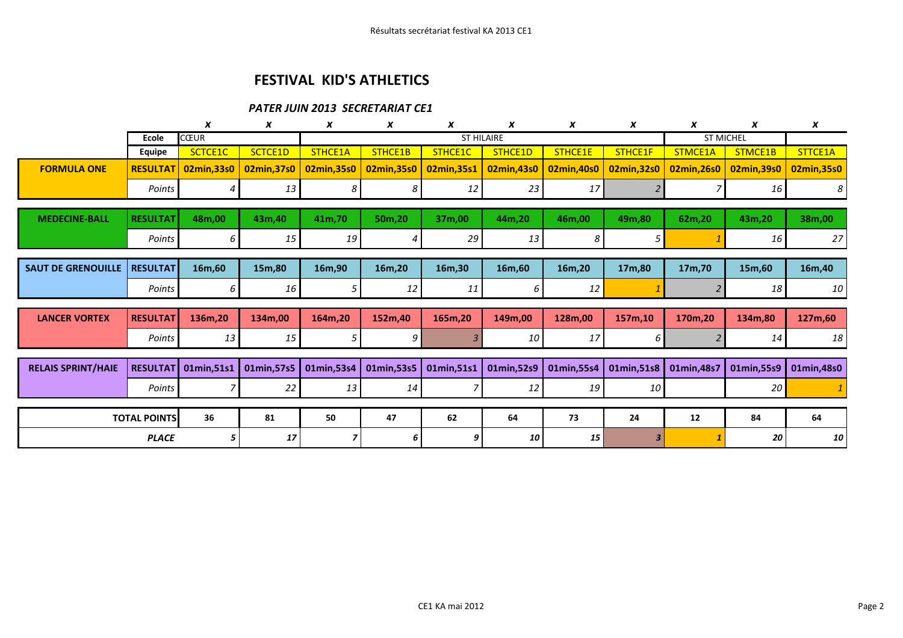# FESTIVAL KID'S ATHLETICS

## *PATER JUIN 2013 SECRETARIAT CE1*

| | | x | x | x | x | x | x | x | x | x | x | x |
|---|---|---|---|---|---|---|---|---|---|---|---|---|
| | **Ecole** | CŒUR | | ST HILAIRE | | | | | | ST MICHEL | | |
| | **Equipe** | SCTCE1C | SCTCE1D | STHCE1A | STHCE1B | STHCE1C | STHCE1D | STHCE1E | STHCE1F | STMCE1A | STMCE1B | STTCE1A |
| **FORMULA ONE** | **RESULTAT** | **02min,33s0** | **02min,37s0** | **02min,35s0** | **02min,35s0** | **02min,35s1** | **02min,43s0** | **02min,40s0** | **02min,32s0** | **02min,26s0** | **02min,39s0** | **02min,35s0** |
| | *Points* | *4* | *13* | *8* | *8* | *12* | *23* | *17* | *2* | *7* | *16* | *8* |
| **MEDECINE-BALL** | **RESULTAT** | **48m,00** | **43m,40** | **41m,70** | **50m,20** | **37m,00** | **44m,20** | **46m,00** | **49m,80** | **62m,20** | **43m,20** | **38m,00** |
| | *Points* | *6* | *15* | *19* | *4* | *29* | *13* | *8* | *5* | *1* | *16* | *27* |
| **SAUT DE GRENOUILLE** | **RESULTAT** | **16m,60** | **15m,80** | **16m,90** | **16m,20** | **16m,30** | **16m,60** | **16m,20** | **17m,80** | **17m,70** | **15m,60** | **16m,40** |
| | *Points* | *6* | *16* | *5* | *12* | *11* | *6* | *12* | *1* | *2* | *18* | *10* |
| **LANCER VORTEX** | **RESULTAT** | **136m,20** | **134m,00** | **164m,20** | **152m,40** | **165m,20** | **149m,00** | **128m,00** | **157m,10** | **170m,20** | **134m,80** | **127m,60** |
| | *Points* | *13* | *15* | *5* | *9* | *3* | *10* | *17* | *6* | *2* | *14* | *18* |
| **RELAIS SPRINT/HAIE** | **RESULTAT** | **01min,51s1** | **01min,57s5** | **01min,53s4** | **01min,53s5** | **01min,51s1** | **01min,52s9** | **01min,55s4** | **01min,51s8** | **01min,48s7** | **01min,55s9** | **01min,48s0** |
| | *Points* | *7* | *22* | *13* | *14* | *7* | *12* | *19* | *10* | | *20* | *1* |
| **TOTAL POINTS** | | **36** | **81** | **50** | **47** | **62** | **64** | **73** | **24** | **12** | **84** | **64** |
| ***PLACE*** | | ***5*** | ***17*** | ***7*** | ***6*** | ***9*** | ***10*** | ***15*** | ***3*** | ***1*** | ***20*** | ***10*** |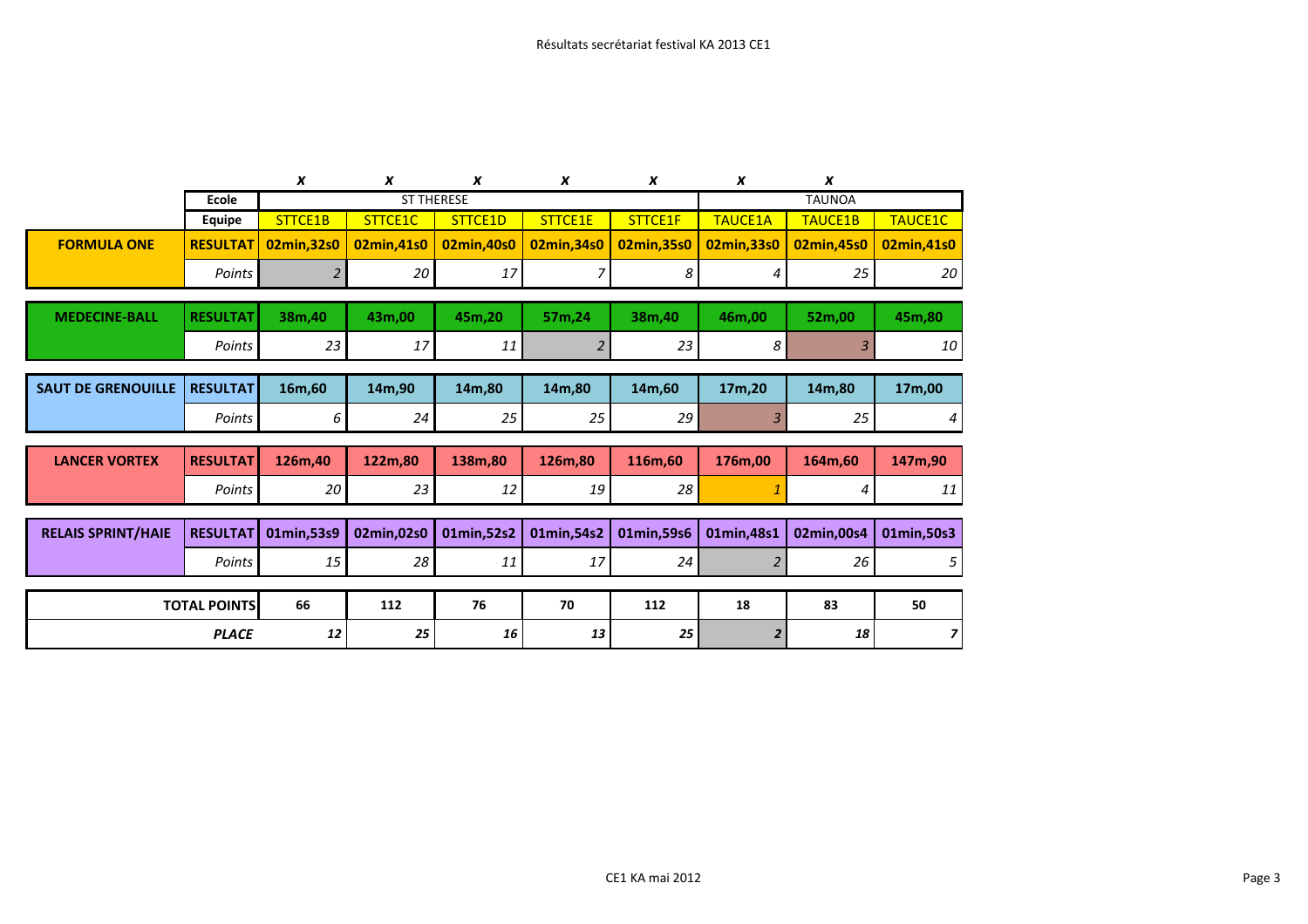Résultats secrétariat festival KA 2013 CE1

| | | x | x | x | x | x | x | x | |
|---|---|---|---|---|---|---|---|---|---|
| | **Ecole** | ST THERESE | | | | | TAUNOA | | |
| | **Equipe** | STTCE1B | STTCE1C | STTCE1D | STTCE1E | STTCE1F | TAUCE1A | TAUCE1B | TAUCE1C |
| **FORMULA ONE** | **RESULTAT** | **02min,32s0** | **02min,41s0** | **02min,40s0** | **02min,34s0** | **02min,35s0** | **02min,33s0** | **02min,45s0** | **02min,41s0** |
| | *Points* | *2* | *20* | *17* | *7* | *8* | *4* | *25* | *20* |
| **MEDECINE-BALL** | **RESULTAT** | **38m,40** | **43m,00** | **45m,20** | **57m,24** | **38m,40** | **46m,00** | **52m,00** | **45m,80** |
| | *Points* | *23* | *17* | *11* | *2* | *23* | *8* | *3* | *10* |
| **SAUT DE GRENOUILLE** | **RESULTAT** | **16m,60** | **14m,90** | **14m,80** | **14m,80** | **14m,60** | **17m,20** | **14m,80** | **17m,00** |
| | *Points* | *6* | *24* | *25* | *25* | *29* | *3* | *25* | *4* |
| **LANCER VORTEX** | **RESULTAT** | **126m,40** | **122m,80** | **138m,80** | **126m,80** | **116m,60** | **176m,00** | **164m,60** | **147m,90** |
| | *Points* | *20* | *23* | *12* | *19* | *28* | *1* | *4* | *11* |
| **RELAIS SPRINT/HAIE** | **RESULTAT** | **01min,53s9** | **02min,02s0** | **01min,52s2** | **01min,54s2** | **01min,59s6** | **01min,48s1** | **02min,00s4** | **01min,50s3** |
| | *Points* | *15* | *28* | *11* | *17* | *24* | *2* | *26* | *5* |
| | **TOTAL POINTS** | **66** | **112** | **76** | **70** | **112** | **18** | **83** | **50** |
| | ***PLACE*** | ***12*** | ***25*** | ***16*** | ***13*** | ***25*** | ***2*** | ***18*** | ***7*** |

CE1 KA mai 2012